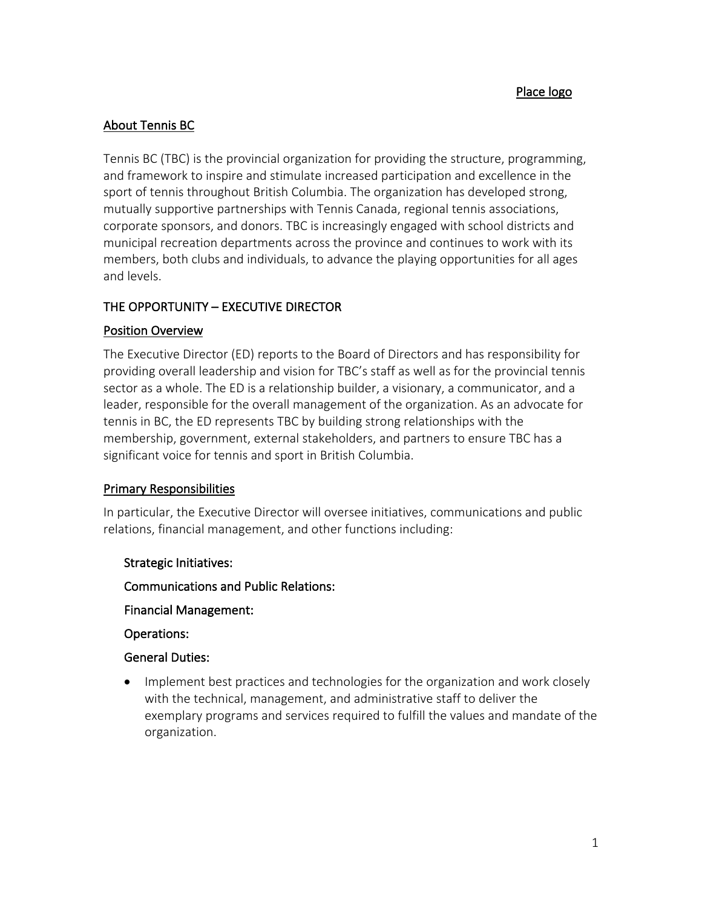Place logo

## About Tennis BC

Tennis BC (TBC) is the provincial organization for providing the structure, programming, and framework to inspire and stimulate increased participation and excellence in the sport of tennis throughout British Columbia. The organization has developed strong, mutually supportive partnerships with Tennis Canada, regional tennis associations, corporate sponsors, and donors. TBC is increasingly engaged with school districts and municipal recreation departments across the province and continues to work with its members, both clubs and individuals, to advance the playing opportunities for all ages and levels.

## THE OPPORTUNITY – EXECUTIVE DIRECTOR

### Position Overview

The Executive Director (ED) reports to the Board of Directors and has responsibility for providing overall leadership and vision for TBC's staff as well as for the provincial tennis sector as a whole. The ED is a relationship builder, a visionary, a communicator, and a leader, responsible for the overall management of the organization. As an advocate for tennis in BC, the ED represents TBC by building strong relationships with the membership, government, external stakeholders, and partners to ensure TBC has a significant voice for tennis and sport in British Columbia.

### Primary Responsibilities

In particular, the Executive Director will oversee initiatives, communications and public relations, financial management, and other functions including:

#### Strategic Initiatives:

#### Communications and Public Relations:

#### Financial Management:

#### Operations:

#### General Duties:

- Implement best practices and technologies for the organization and work closely with the technical, management, and administrative staff to deliver the exemplary programs and services required to fulfill the values and mandate of the organization.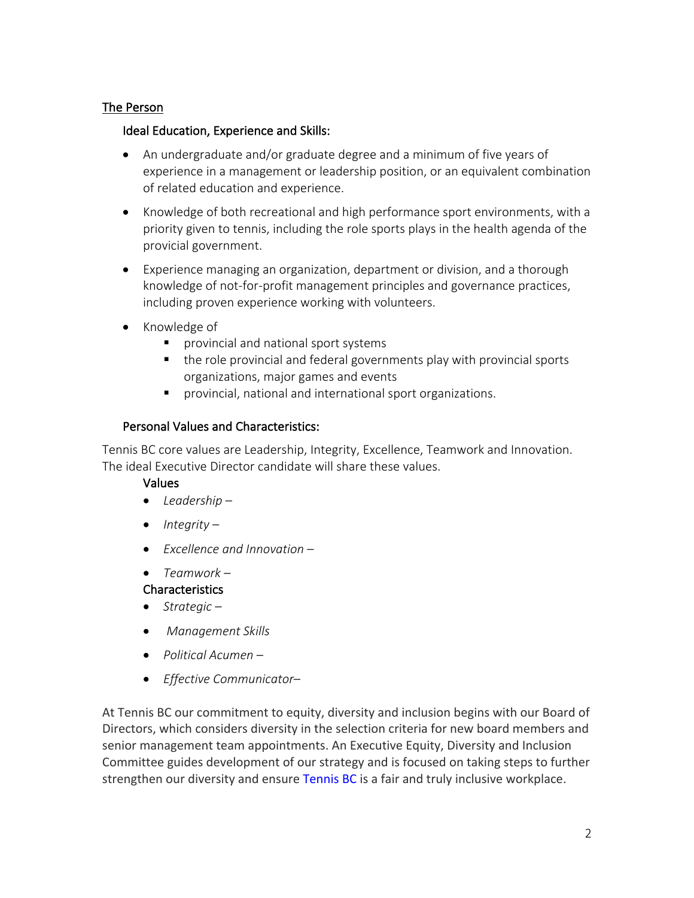## The Person

### Ideal Education, Experience and Skills:

- An undergraduate and/or graduate degree and a minimum of five years of experience in a management or leadership position, or an equivalent combination of related education and experience.
- Knowledge of both recreational and high performance sport environments, with a priority given to tennis, including the role sports plays in the health agenda of the provicial government.
- Experience managing an organization, department or division, and a thorough knowledge of not-for-profit management principles and governance practices, including proven experience working with volunteers.
- Knowledge of
  - provincial and national sport systems
  - the role provincial and federal governments play with provincial sports organizations, major games and events
  - provincial, national and international sport organizations.

### Personal Values and Characteristics:

Tennis BC core values are Leadership, Integrity, Excellence, Teamwork and Innovation. The ideal Executive Director candidate will share these values.

#### Values

- *Leadership –*
- *Integrity –*
- *Excellence and Innovation –*
- *Teamwork –*

#### Characteristics

- *Strategic –*
- *Management Skills*
- *Political Acumen –*
- *Effective Communicator–*

At Tennis BC our commitment to equity, diversity and inclusion begins with our Board of Directors, which considers diversity in the selection criteria for new board members and senior management team appointments. An Executive Equity, Diversity and Inclusion Committee guides development of our strategy and is focused on taking steps to further strengthen our diversity and ensure Tennis BC is a fair and truly inclusive workplace.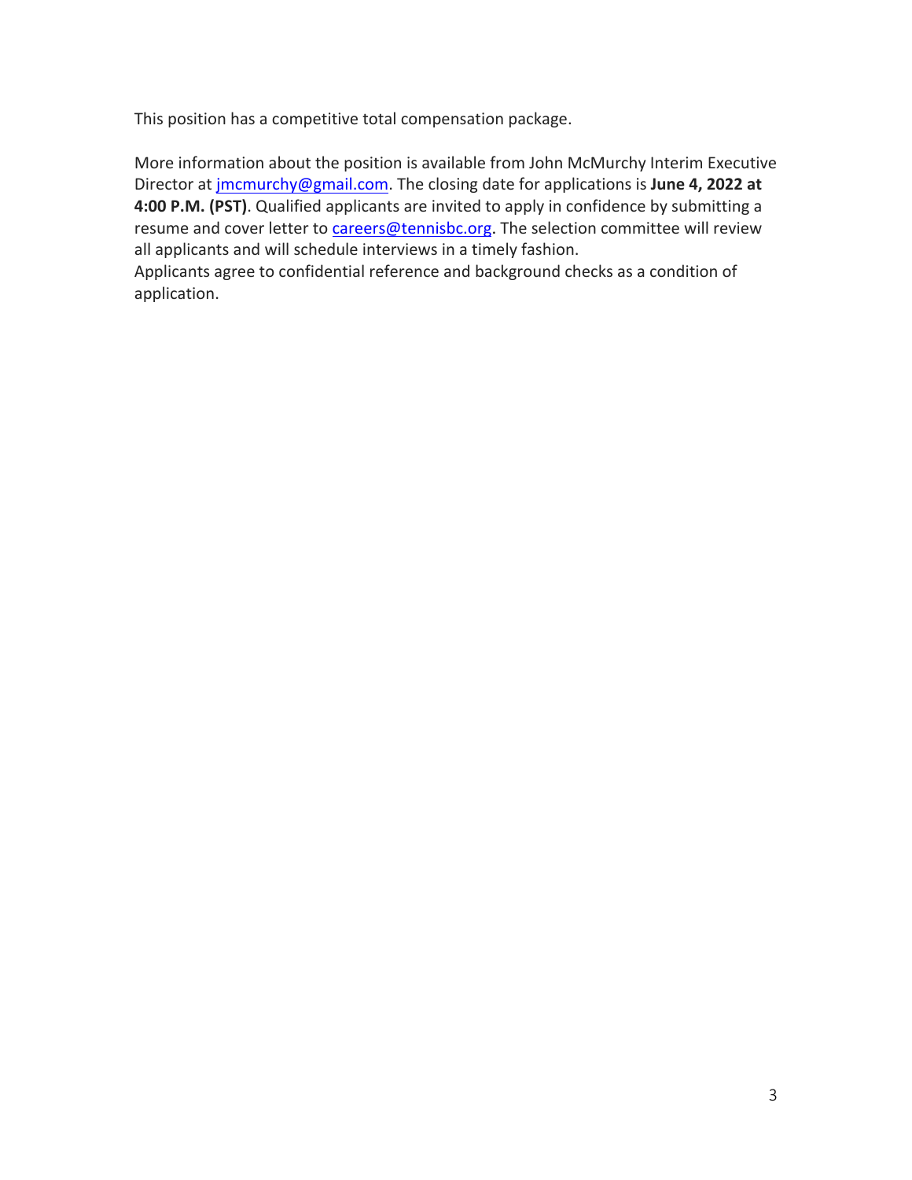This position has a competitive total compensation package.

More information about the position is available from John McMurchy Interim Executive Director at jmcmurchy@gmail.com. The closing date for applications is **June 4, 2022 at 4:00 P.M. (PST)**. Qualified applicants are invited to apply in confidence by submitting a resume and cover letter to careers@tennisbc.org. The selection committee will review all applicants and will schedule interviews in a timely fashion.
Applicants agree to confidential reference and background checks as a condition of application.